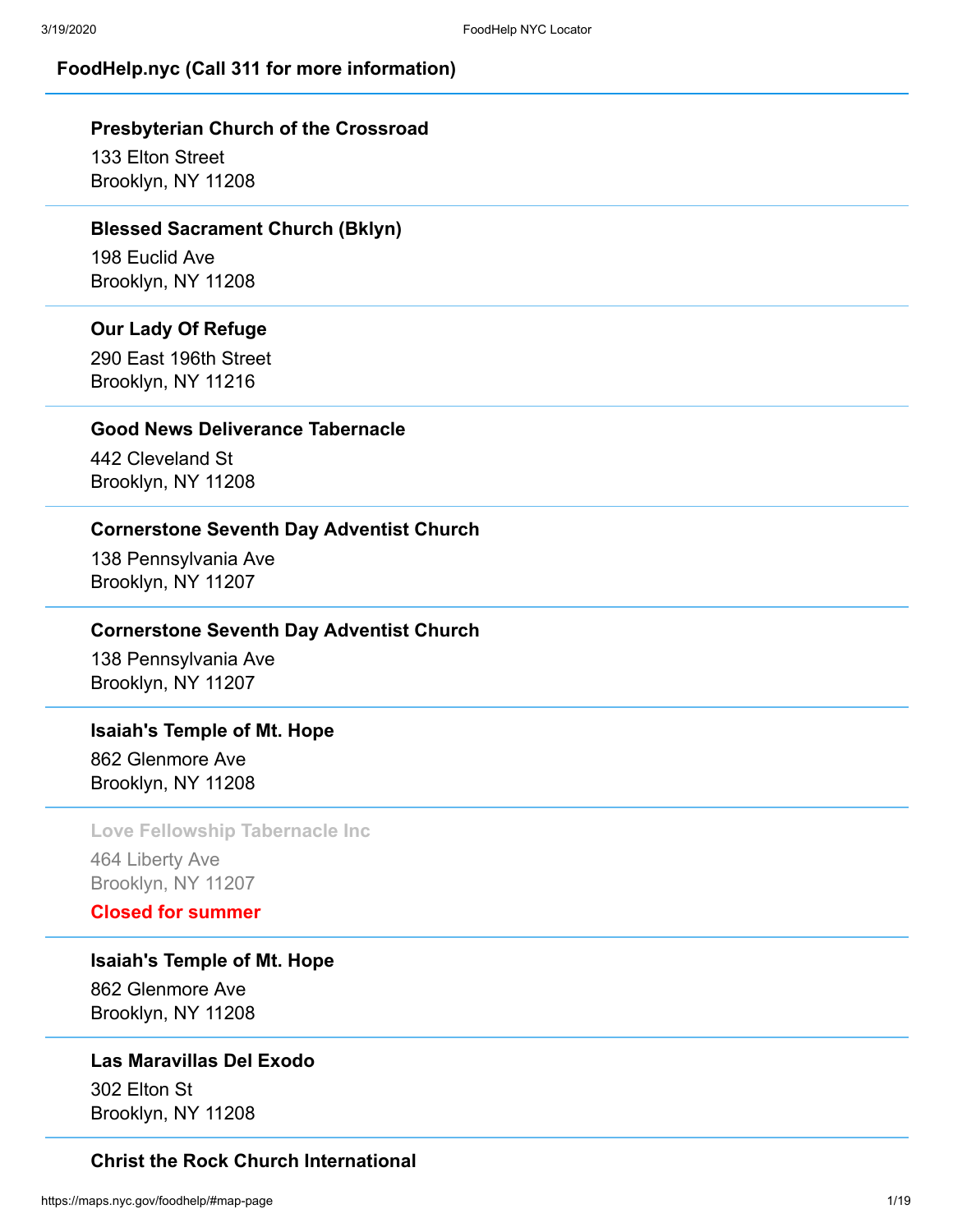## FoodHelp.nyc (Call 311 for more information)

---

**Presbyterian Church of the Crossroad**
133 Elton Street
Brooklyn, NY 11208

---

**Blessed Sacrament Church (Bklyn)**
198 Euclid Ave
Brooklyn, NY 11208

---

**Our Lady Of Refuge**
290 East 196th Street
Brooklyn, NY 11216

---

**Good News Deliverance Tabernacle**
442 Cleveland St
Brooklyn, NY 11208

---

**Cornerstone Seventh Day Adventist Church**
138 Pennsylvania Ave
Brooklyn, NY 11207

---

**Cornerstone Seventh Day Adventist Church**
138 Pennsylvania Ave
Brooklyn, NY 11207

---

**Isaiah's Temple of Mt. Hope**
862 Glenmore Ave
Brooklyn, NY 11208

---

**Love Fellowship Tabernacle Inc**
464 Liberty Ave
Brooklyn, NY 11207

**Closed for summer**

---

**Isaiah's Temple of Mt. Hope**
862 Glenmore Ave
Brooklyn, NY 11208

---

**Las Maravillas Del Exodo**
302 Elton St
Brooklyn, NY 11208

---

**Christ the Rock Church International**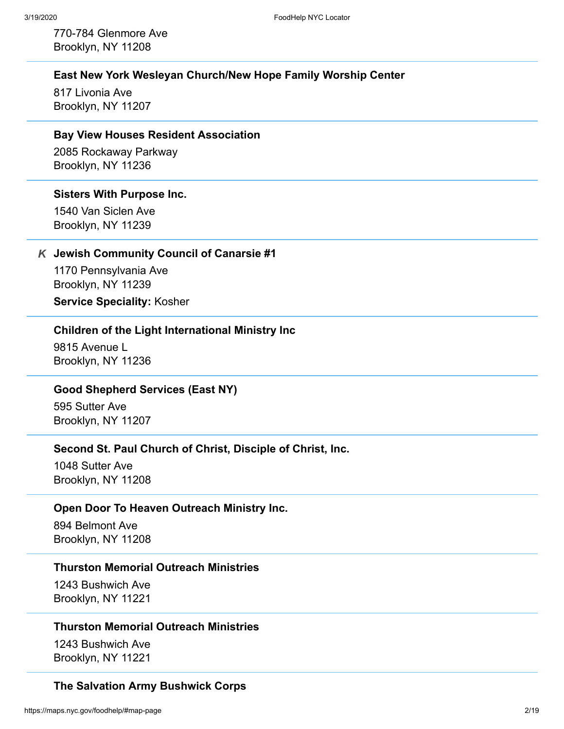770-784 Glenmore Ave
Brooklyn, NY 11208

---

**East New York Wesleyan Church/New Hope Family Worship Center**

817 Livonia Ave
Brooklyn, NY 11207

---

**Bay View Houses Resident Association**

2085 Rockaway Parkway
Brooklyn, NY 11236

---

**Sisters With Purpose Inc.**

1540 Van Siclen Ave
Brooklyn, NY 11239

---

*K* **Jewish Community Council of Canarsie #1**

1170 Pennsylvania Ave
Brooklyn, NY 11239

**Service Speciality:** Kosher

---

**Children of the Light International Ministry Inc**

9815 Avenue L
Brooklyn, NY 11236

---

**Good Shepherd Services (East NY)**

595 Sutter Ave
Brooklyn, NY 11207

---

**Second St. Paul Church of Christ, Disciple of Christ, Inc.**

1048 Sutter Ave
Brooklyn, NY 11208

---

**Open Door To Heaven Outreach Ministry Inc.**

894 Belmont Ave
Brooklyn, NY 11208

---

**Thurston Memorial Outreach Ministries**

1243 Bushwich Ave
Brooklyn, NY 11221

---

**Thurston Memorial Outreach Ministries**

1243 Bushwich Ave
Brooklyn, NY 11221

---

**The Salvation Army Bushwick Corps**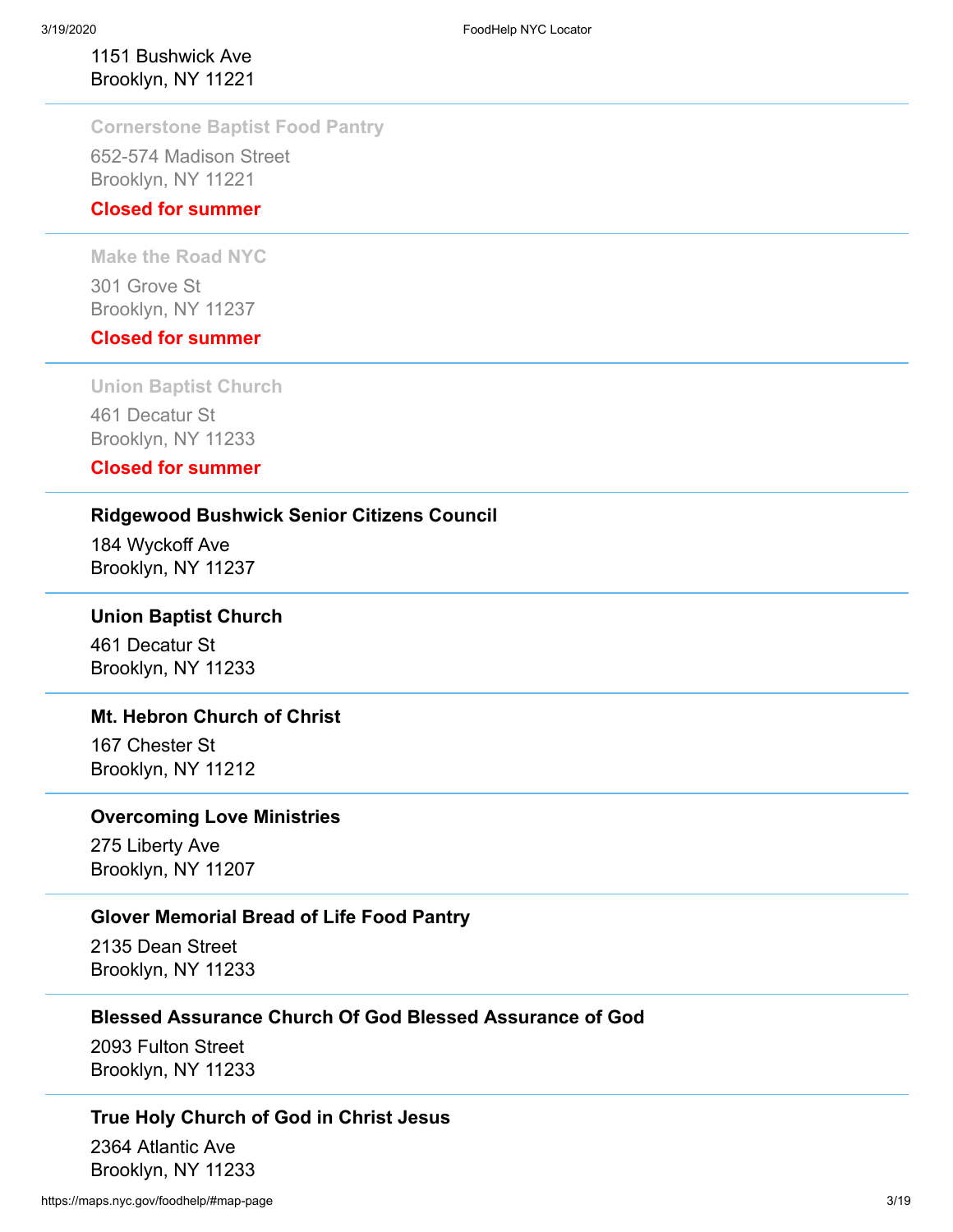1151 Bushwick Ave
Brooklyn, NY 11221

---

**Cornerstone Baptist Food Pantry**

652-574 Madison Street
Brooklyn, NY 11221

**Closed for summer**

---

**Make the Road NYC**

301 Grove St
Brooklyn, NY 11237

**Closed for summer**

---

**Union Baptist Church**

461 Decatur St
Brooklyn, NY 11233

**Closed for summer**

---

**Ridgewood Bushwick Senior Citizens Council**

184 Wyckoff Ave
Brooklyn, NY 11237

---

**Union Baptist Church**

461 Decatur St
Brooklyn, NY 11233

---

**Mt. Hebron Church of Christ**

167 Chester St
Brooklyn, NY 11212

---

**Overcoming Love Ministries**

275 Liberty Ave
Brooklyn, NY 11207

---

**Glover Memorial Bread of Life Food Pantry**

2135 Dean Street
Brooklyn, NY 11233

---

**Blessed Assurance Church Of God Blessed Assurance of God**

2093 Fulton Street
Brooklyn, NY 11233

---

**True Holy Church of God in Christ Jesus**

2364 Atlantic Ave
Brooklyn, NY 11233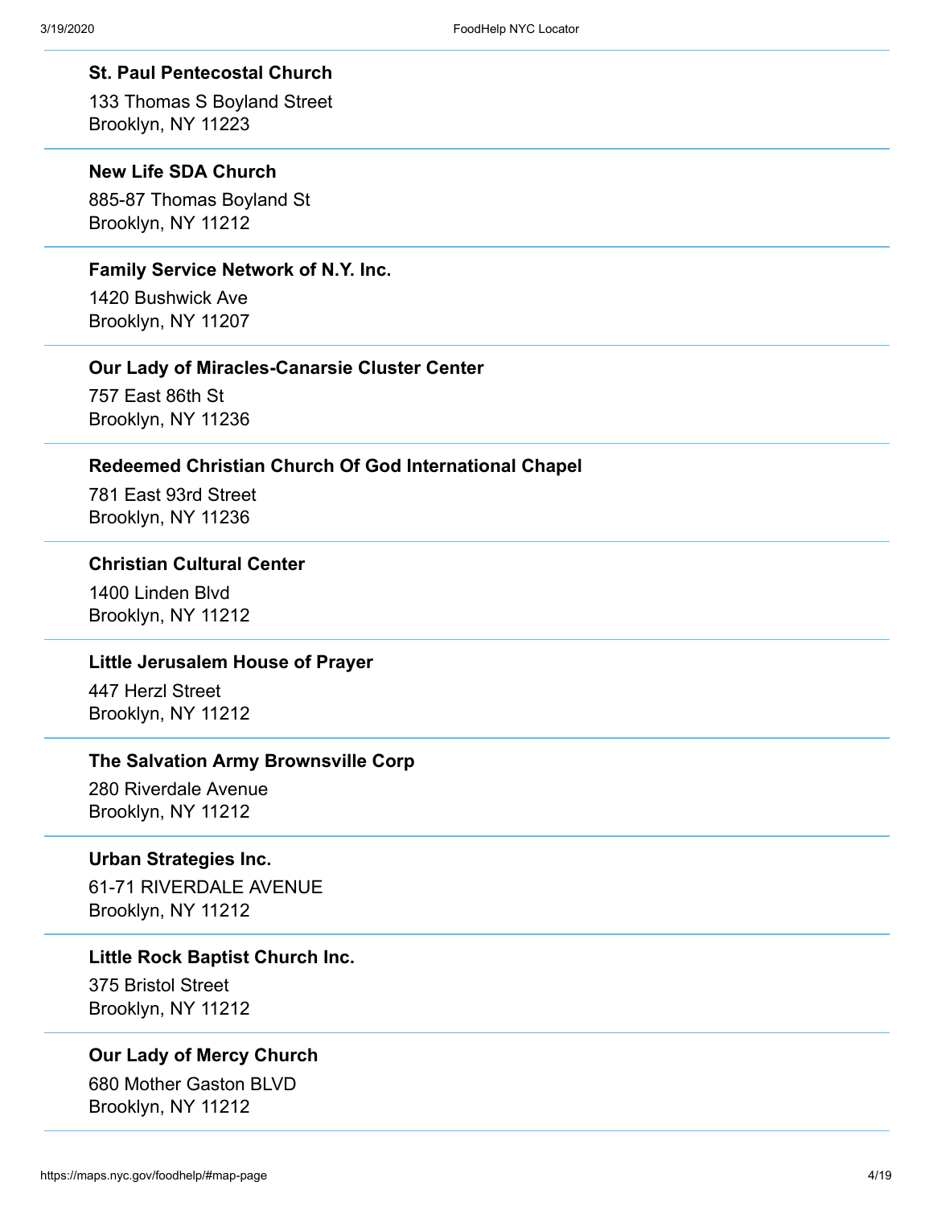**St. Paul Pentecostal Church**

133 Thomas S Boyland Street
Brooklyn, NY 11223

**New Life SDA Church**

885-87 Thomas Boyland St
Brooklyn, NY 11212

**Family Service Network of N.Y. Inc.**

1420 Bushwick Ave
Brooklyn, NY 11207

**Our Lady of Miracles-Canarsie Cluster Center**

757 East 86th St
Brooklyn, NY 11236

**Redeemed Christian Church Of God International Chapel**

781 East 93rd Street
Brooklyn, NY 11236

**Christian Cultural Center**

1400 Linden Blvd
Brooklyn, NY 11212

**Little Jerusalem House of Prayer**

447 Herzl Street
Brooklyn, NY 11212

**The Salvation Army Brownsville Corp**

280 Riverdale Avenue
Brooklyn, NY 11212

**Urban Strategies Inc.**

61-71 RIVERDALE AVENUE
Brooklyn, NY 11212

**Little Rock Baptist Church Inc.**

375 Bristol Street
Brooklyn, NY 11212

**Our Lady of Mercy Church**

680 Mother Gaston BLVD
Brooklyn, NY 11212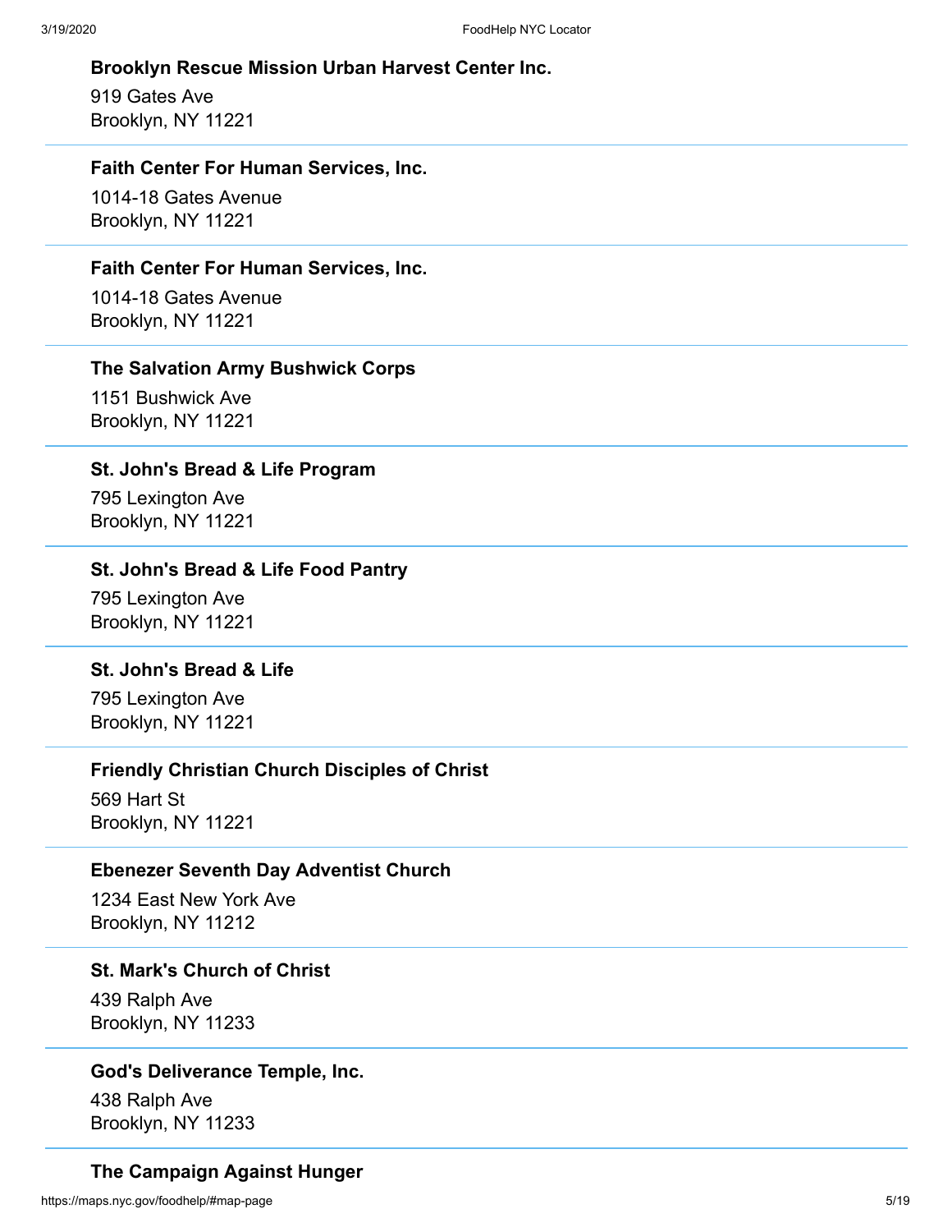**Brooklyn Rescue Mission Urban Harvest Center Inc.**

919 Gates Ave
Brooklyn, NY 11221

---

**Faith Center For Human Services, Inc.**

1014-18 Gates Avenue
Brooklyn, NY 11221

---

**Faith Center For Human Services, Inc.**

1014-18 Gates Avenue
Brooklyn, NY 11221

---

**The Salvation Army Bushwick Corps**

1151 Bushwick Ave
Brooklyn, NY 11221

---

**St. John's Bread & Life Program**

795 Lexington Ave
Brooklyn, NY 11221

---

**St. John's Bread & Life Food Pantry**

795 Lexington Ave
Brooklyn, NY 11221

---

**St. John's Bread & Life**

795 Lexington Ave
Brooklyn, NY 11221

---

**Friendly Christian Church Disciples of Christ**

569 Hart St
Brooklyn, NY 11221

---

**Ebenezer Seventh Day Adventist Church**

1234 East New York Ave
Brooklyn, NY 11212

---

**St. Mark's Church of Christ**

439 Ralph Ave
Brooklyn, NY 11233

---

**God's Deliverance Temple, Inc.**

438 Ralph Ave
Brooklyn, NY 11233

---

**The Campaign Against Hunger**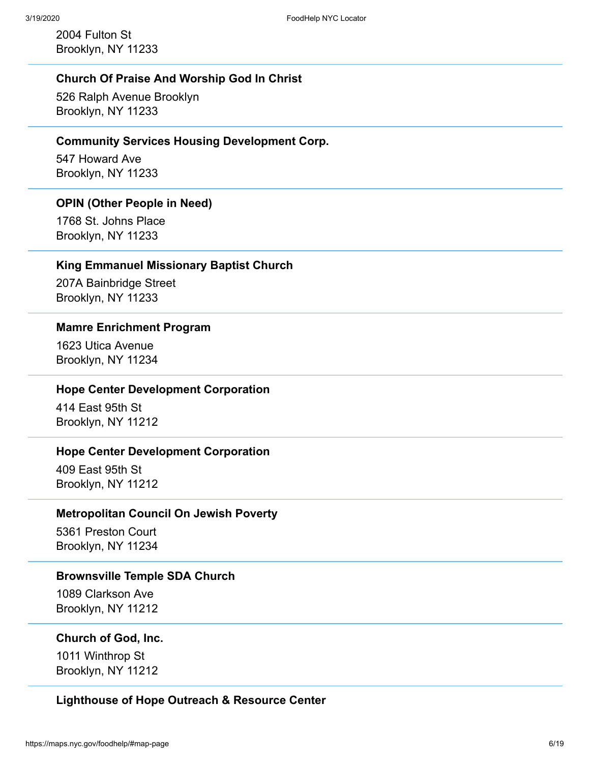2004 Fulton St
Brooklyn, NY 11233

**Church Of Praise And Worship God In Christ**

526 Ralph Avenue Brooklyn
Brooklyn, NY 11233

**Community Services Housing Development Corp.**

547 Howard Ave
Brooklyn, NY 11233

**OPIN (Other People in Need)**

1768 St. Johns Place
Brooklyn, NY 11233

**King Emmanuel Missionary Baptist Church**

207A Bainbridge Street
Brooklyn, NY 11233

**Mamre Enrichment Program**

1623 Utica Avenue
Brooklyn, NY 11234

**Hope Center Development Corporation**

414 East 95th St
Brooklyn, NY 11212

**Hope Center Development Corporation**

409 East 95th St
Brooklyn, NY 11212

**Metropolitan Council On Jewish Poverty**

5361 Preston Court
Brooklyn, NY 11234

**Brownsville Temple SDA Church**

1089 Clarkson Ave
Brooklyn, NY 11212

**Church of God, Inc.**

1011 Winthrop St
Brooklyn, NY 11212

**Lighthouse of Hope Outreach & Resource Center**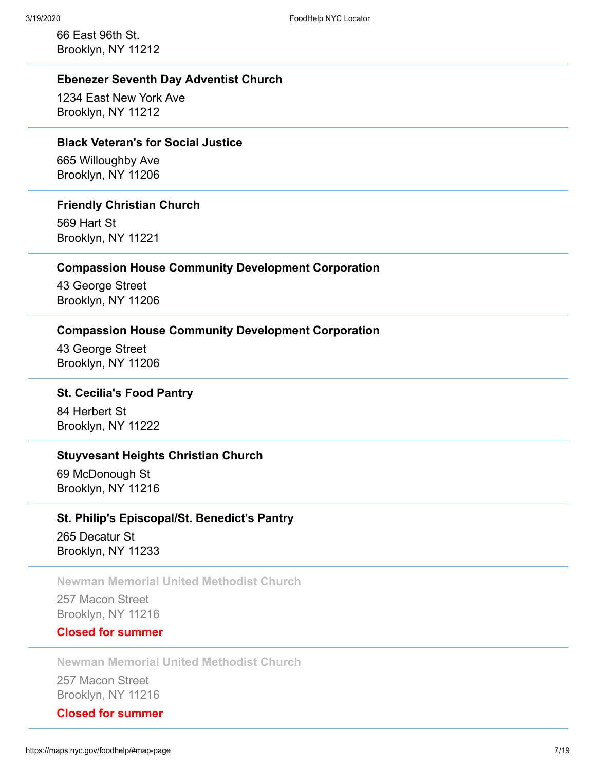66 East 96th St.
Brooklyn, NY 11212

---

**Ebenezer Seventh Day Adventist Church**

1234 East New York Ave
Brooklyn, NY 11212

---

**Black Veteran's for Social Justice**

665 Willoughby Ave
Brooklyn, NY 11206

---

**Friendly Christian Church**

569 Hart St
Brooklyn, NY 11221

---

**Compassion House Community Development Corporation**

43 George Street
Brooklyn, NY 11206

---

**Compassion House Community Development Corporation**

43 George Street
Brooklyn, NY 11206

---

**St. Cecilia's Food Pantry**

84 Herbert St
Brooklyn, NY 11222

---

**Stuyvesant Heights Christian Church**

69 McDonough St
Brooklyn, NY 11216

---

**St. Philip's Episcopal/St. Benedict's Pantry**

265 Decatur St
Brooklyn, NY 11233

---

**Newman Memorial United Methodist Church**

257 Macon Street
Brooklyn, NY 11216

**Closed for summer**

---

**Newman Memorial United Methodist Church**

257 Macon Street
Brooklyn, NY 11216

**Closed for summer**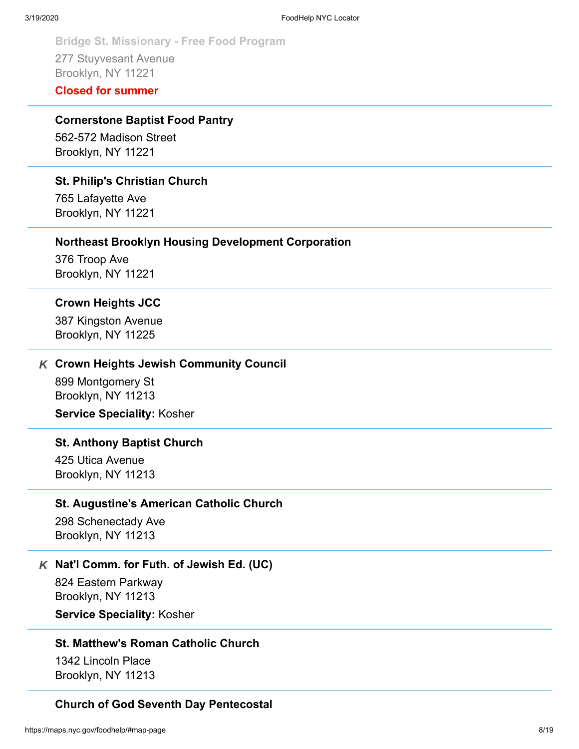**Bridge St. Missionary - Free Food Program**

277 Stuyvesant Avenue
Brooklyn, NY 11221

**Closed for summer**

---

**Cornerstone Baptist Food Pantry**

562-572 Madison Street
Brooklyn, NY 11221

---

**St. Philip's Christian Church**

765 Lafayette Ave
Brooklyn, NY 11221

---

**Northeast Brooklyn Housing Development Corporation**

376 Troop Ave
Brooklyn, NY 11221

---

**Crown Heights JCC**

387 Kingston Avenue
Brooklyn, NY 11225

---

*K* **Crown Heights Jewish Community Council**

899 Montgomery St
Brooklyn, NY 11213

**Service Speciality:** Kosher

---

**St. Anthony Baptist Church**

425 Utica Avenue
Brooklyn, NY 11213

---

**St. Augustine's American Catholic Church**

298 Schenectady Ave
Brooklyn, NY 11213

---

*K* **Nat'l Comm. for Futh. of Jewish Ed. (UC)**

824 Eastern Parkway
Brooklyn, NY 11213

**Service Speciality:** Kosher

---

**St. Matthew's Roman Catholic Church**

1342 Lincoln Place
Brooklyn, NY 11213

---

**Church of God Seventh Day Pentecostal**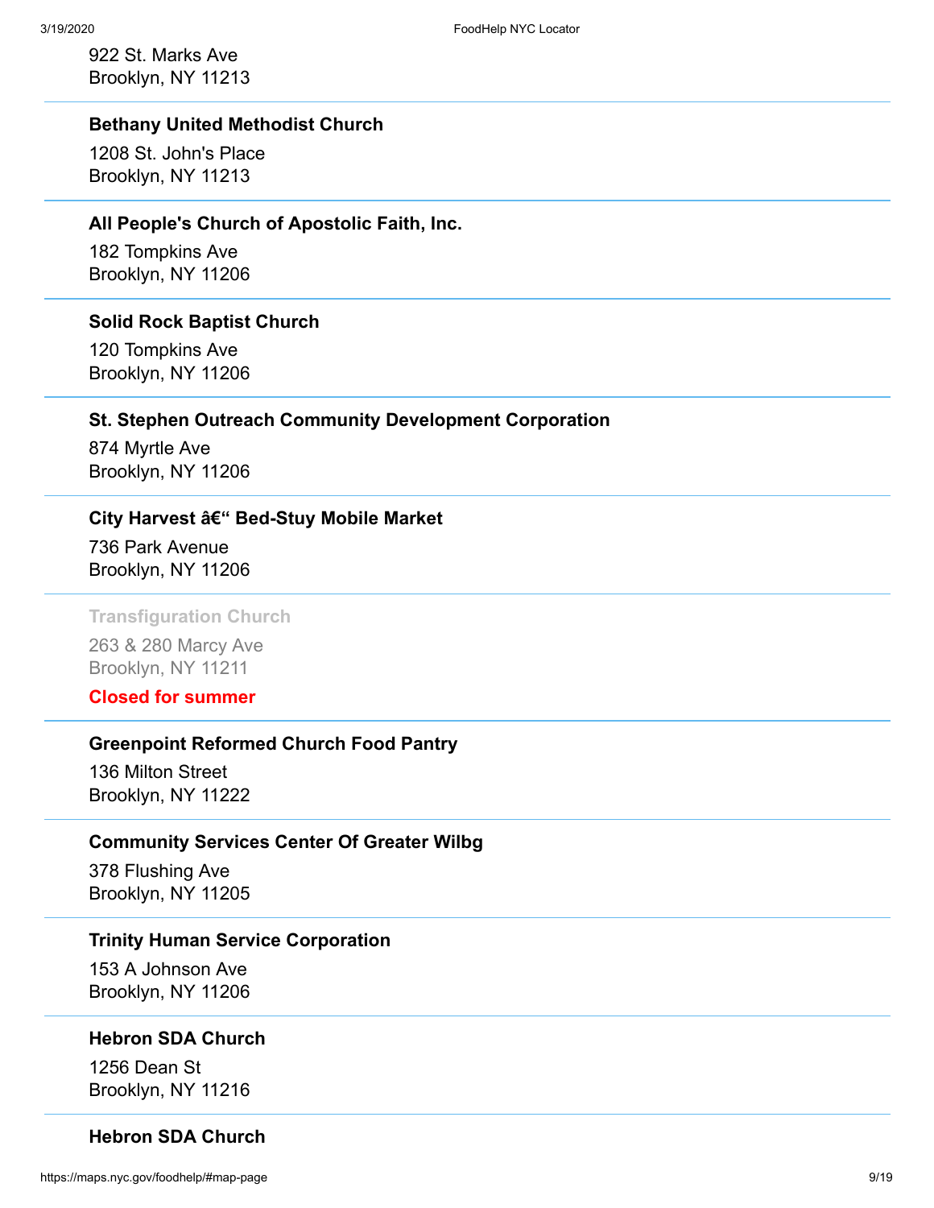922 St. Marks Ave
Brooklyn, NY 11213

---

**Bethany United Methodist Church**

1208 St. John's Place
Brooklyn, NY 11213

---

**All People's Church of Apostolic Faith, Inc.**

182 Tompkins Ave
Brooklyn, NY 11206

---

**Solid Rock Baptist Church**

120 Tompkins Ave
Brooklyn, NY 11206

---

**St. Stephen Outreach Community Development Corporation**

874 Myrtle Ave
Brooklyn, NY 11206

---

**City Harvest â€“ Bed-Stuy Mobile Market**

736 Park Avenue
Brooklyn, NY 11206

---

**Transfiguration Church**

263 & 280 Marcy Ave
Brooklyn, NY 11211

**Closed for summer**

---

**Greenpoint Reformed Church Food Pantry**

136 Milton Street
Brooklyn, NY 11222

---

**Community Services Center Of Greater Wilbg**

378 Flushing Ave
Brooklyn, NY 11205

---

**Trinity Human Service Corporation**

153 A Johnson Ave
Brooklyn, NY 11206

---

**Hebron SDA Church**

1256 Dean St
Brooklyn, NY 11216

---

**Hebron SDA Church**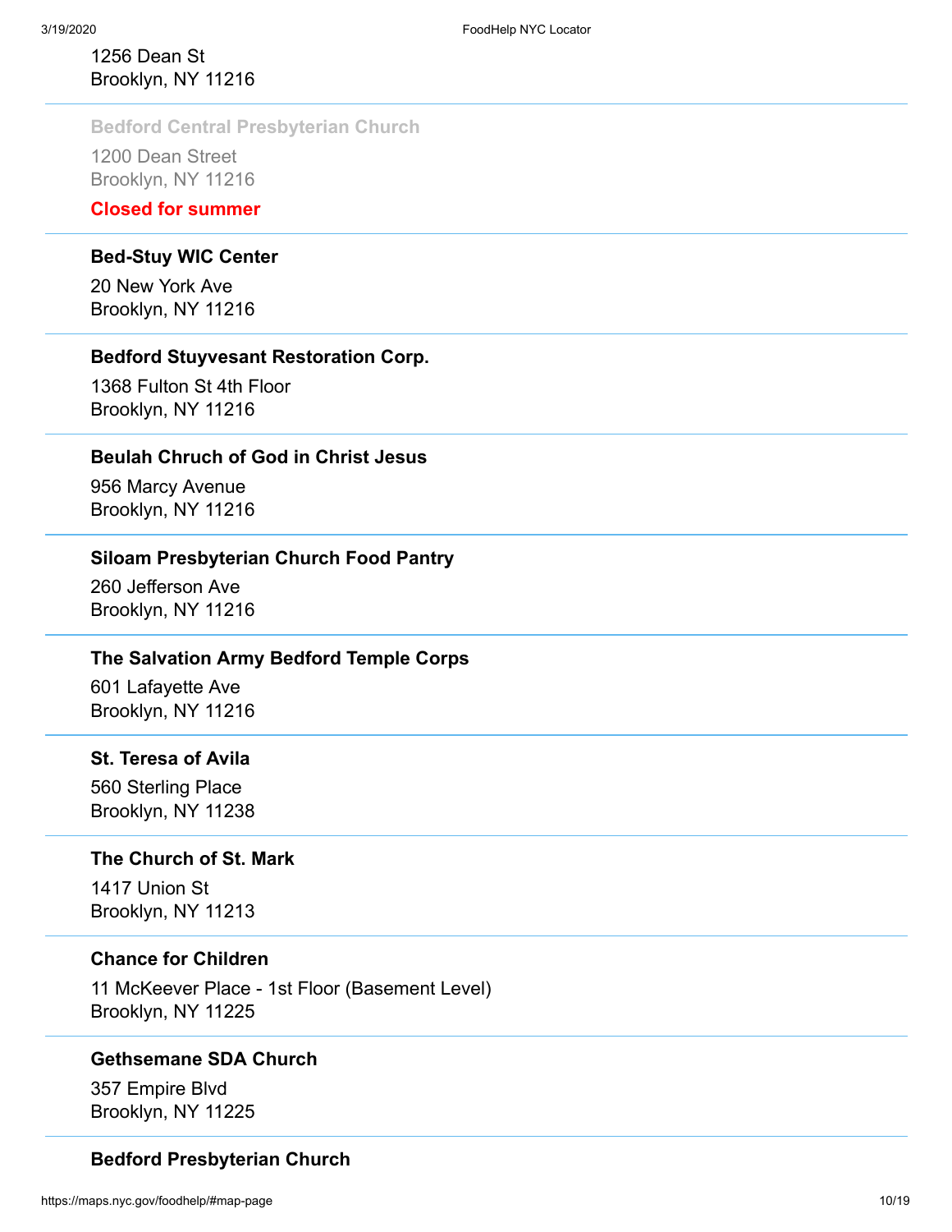1256 Dean St
Brooklyn, NY 11216

---

**Bedford Central Presbyterian Church**

1200 Dean Street
Brooklyn, NY 11216

**Closed for summer**

---

**Bed-Stuy WIC Center**

20 New York Ave
Brooklyn, NY 11216

---

**Bedford Stuyvesant Restoration Corp.**

1368 Fulton St 4th Floor
Brooklyn, NY 11216

---

**Beulah Chruch of God in Christ Jesus**

956 Marcy Avenue
Brooklyn, NY 11216

---

**Siloam Presbyterian Church Food Pantry**

260 Jefferson Ave
Brooklyn, NY 11216

---

**The Salvation Army Bedford Temple Corps**

601 Lafayette Ave
Brooklyn, NY 11216

---

**St. Teresa of Avila**

560 Sterling Place
Brooklyn, NY 11238

---

**The Church of St. Mark**

1417 Union St
Brooklyn, NY 11213

---

**Chance for Children**

11 McKeever Place - 1st Floor (Basement Level)
Brooklyn, NY 11225

---

**Gethsemane SDA Church**

357 Empire Blvd
Brooklyn, NY 11225

---

**Bedford Presbyterian Church**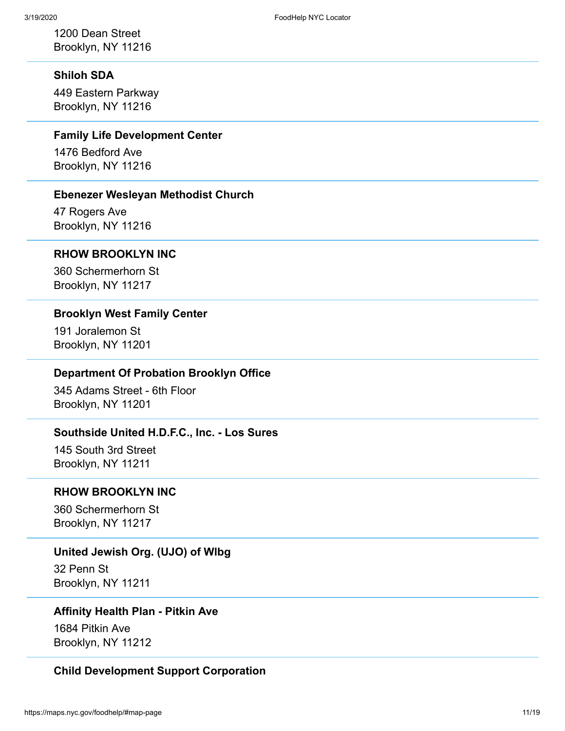1200 Dean Street
Brooklyn, NY 11216

---

**Shiloh SDA**

449 Eastern Parkway
Brooklyn, NY 11216

---

**Family Life Development Center**

1476 Bedford Ave
Brooklyn, NY 11216

---

**Ebenezer Wesleyan Methodist Church**

47 Rogers Ave
Brooklyn, NY 11216

---

**RHOW BROOKLYN INC**

360 Schermerhorn St
Brooklyn, NY 11217

---

**Brooklyn West Family Center**

191 Joralemon St
Brooklyn, NY 11201

---

**Department Of Probation Brooklyn Office**

345 Adams Street - 6th Floor
Brooklyn, NY 11201

---

**Southside United H.D.F.C., Inc. - Los Sures**

145 South 3rd Street
Brooklyn, NY 11211

---

**RHOW BROOKLYN INC**

360 Schermerhorn St
Brooklyn, NY 11217

---

**United Jewish Org. (UJO) of Wlbg**

32 Penn St
Brooklyn, NY 11211

---

**Affinity Health Plan - Pitkin Ave**

1684 Pitkin Ave
Brooklyn, NY 11212

---

**Child Development Support Corporation**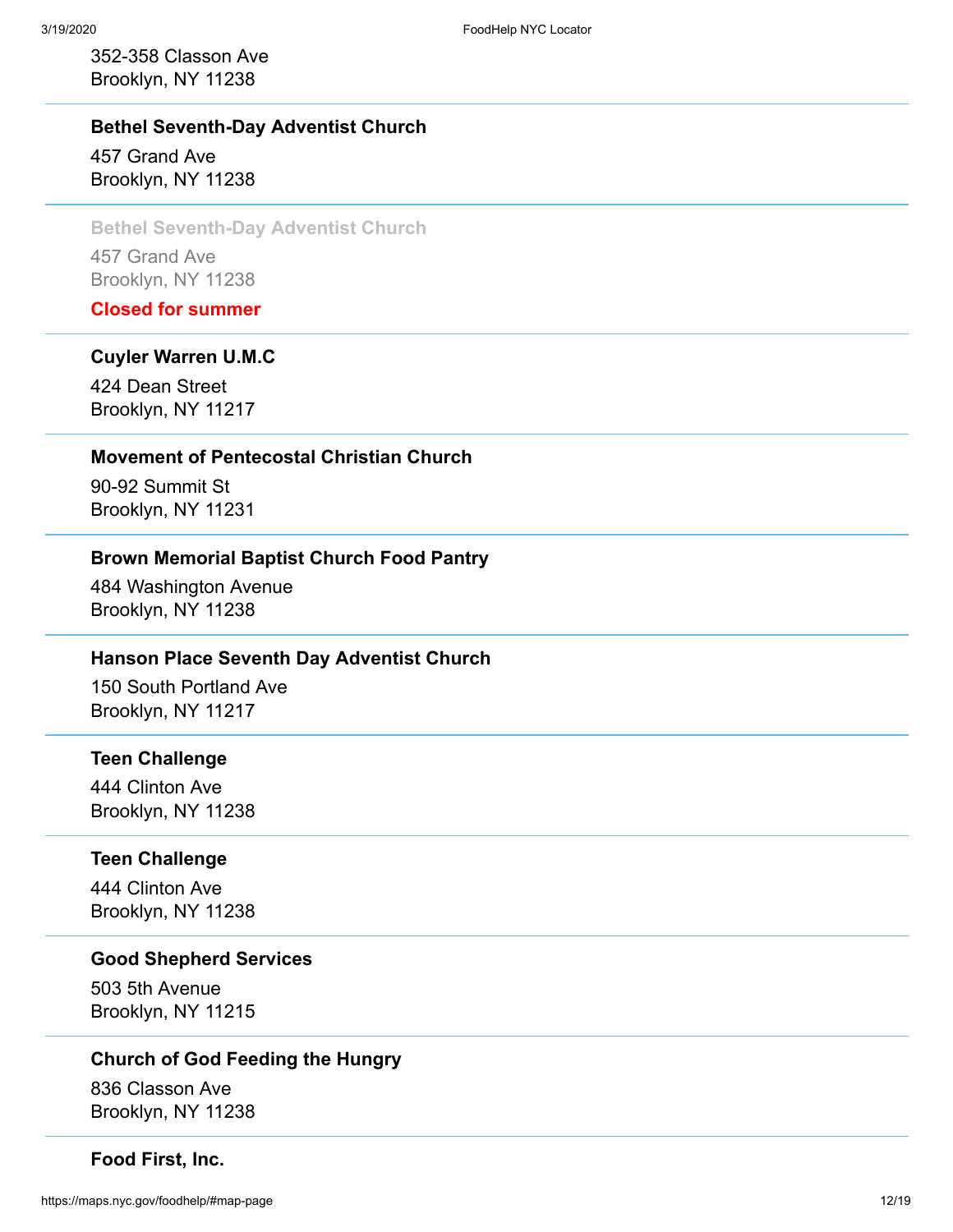352-358 Classon Ave
Brooklyn, NY 11238

---

**Bethel Seventh-Day Adventist Church**

457 Grand Ave
Brooklyn, NY 11238

---

**Bethel Seventh-Day Adventist Church**

457 Grand Ave
Brooklyn, NY 11238

**Closed for summer**

---

**Cuyler Warren U.M.C**

424 Dean Street
Brooklyn, NY 11217

---

**Movement of Pentecostal Christian Church**

90-92 Summit St
Brooklyn, NY 11231

---

**Brown Memorial Baptist Church Food Pantry**

484 Washington Avenue
Brooklyn, NY 11238

---

**Hanson Place Seventh Day Adventist Church**

150 South Portland Ave
Brooklyn, NY 11217

---

**Teen Challenge**

444 Clinton Ave
Brooklyn, NY 11238

---

**Teen Challenge**

444 Clinton Ave
Brooklyn, NY 11238

---

**Good Shepherd Services**

503 5th Avenue
Brooklyn, NY 11215

---

**Church of God Feeding the Hungry**

836 Classon Ave
Brooklyn, NY 11238

---

**Food First, Inc.**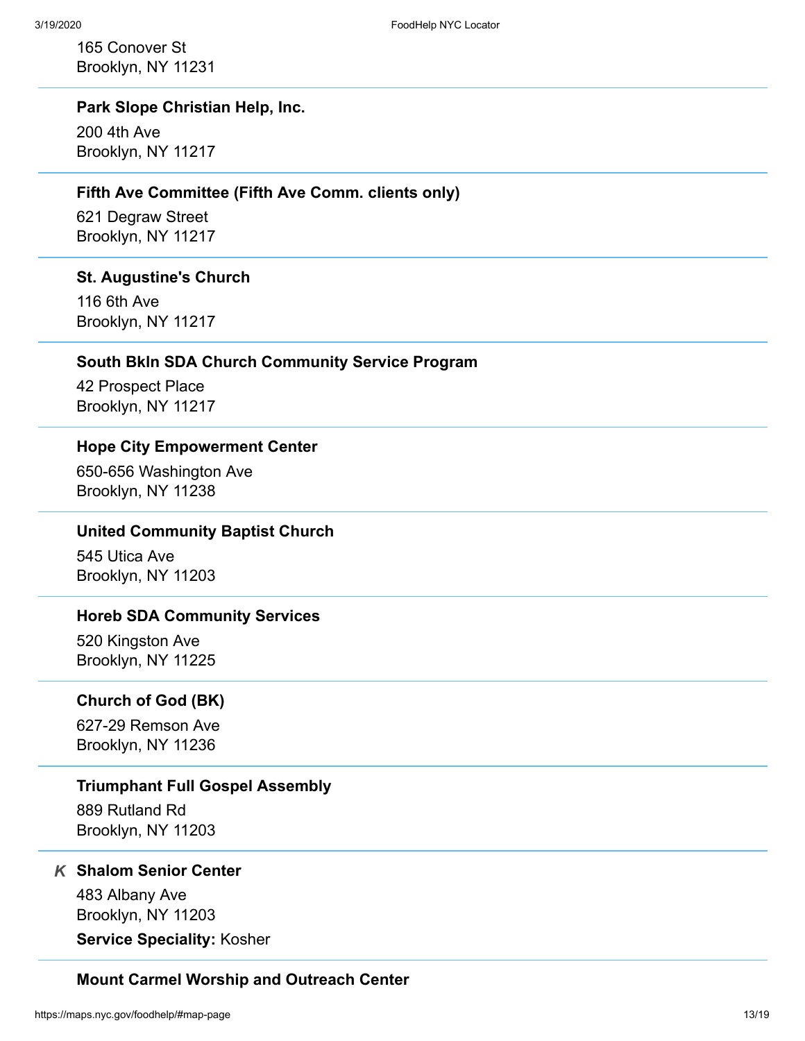165 Conover St
Brooklyn, NY 11231

**Park Slope Christian Help, Inc.**

200 4th Ave
Brooklyn, NY 11217

**Fifth Ave Committee (Fifth Ave Comm. clients only)**

621 Degraw Street
Brooklyn, NY 11217

**St. Augustine's Church**

116 6th Ave
Brooklyn, NY 11217

**South Bkln SDA Church Community Service Program**

42 Prospect Place
Brooklyn, NY 11217

**Hope City Empowerment Center**

650-656 Washington Ave
Brooklyn, NY 11238

**United Community Baptist Church**

545 Utica Ave
Brooklyn, NY 11203

**Horeb SDA Community Services**

520 Kingston Ave
Brooklyn, NY 11225

**Church of God (BK)**

627-29 Remson Ave
Brooklyn, NY 11236

**Triumphant Full Gospel Assembly**

889 Rutland Rd
Brooklyn, NY 11203

*K* **Shalom Senior Center**

483 Albany Ave
Brooklyn, NY 11203

**Service Speciality:** Kosher

**Mount Carmel Worship and Outreach Center**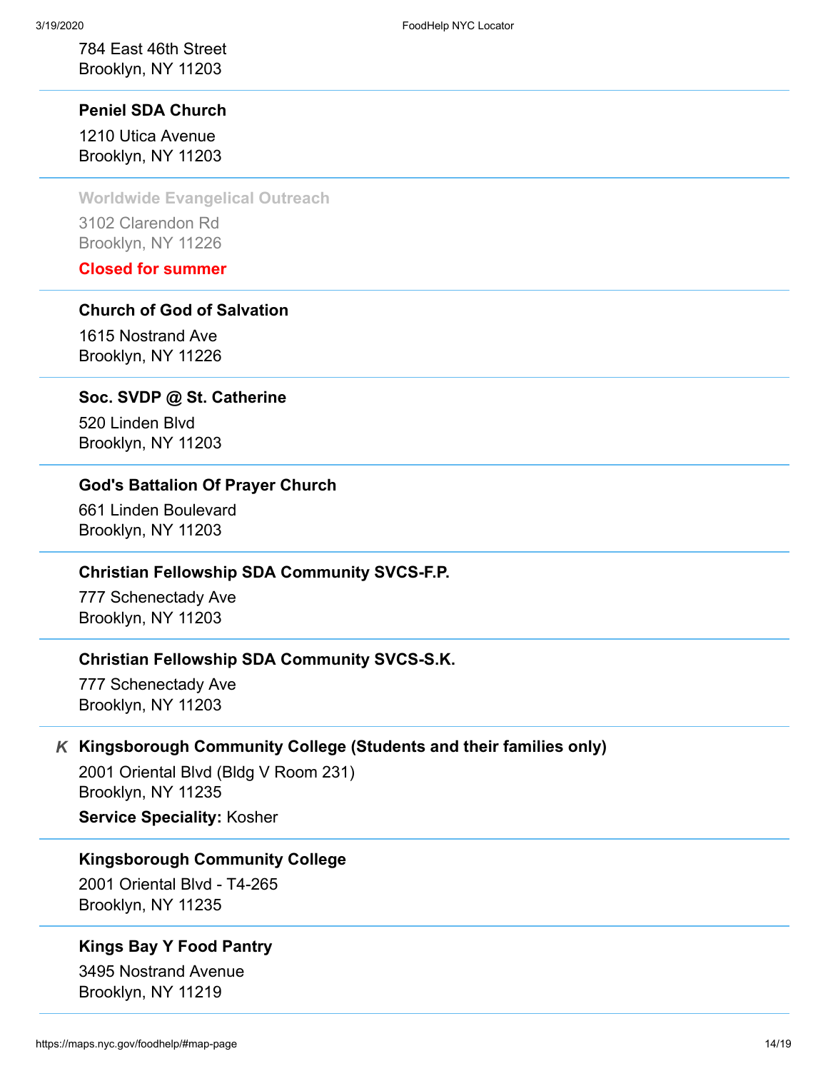784 East 46th Street
Brooklyn, NY 11203

---

**Peniel SDA Church**

1210 Utica Avenue
Brooklyn, NY 11203

---

**Worldwide Evangelical Outreach**

3102 Clarendon Rd
Brooklyn, NY 11226

**Closed for summer**

---

**Church of God of Salvation**

1615 Nostrand Ave
Brooklyn, NY 11226

---

**Soc. SVDP @ St. Catherine**

520 Linden Blvd
Brooklyn, NY 11203

---

**God's Battalion Of Prayer Church**

661 Linden Boulevard
Brooklyn, NY 11203

---

**Christian Fellowship SDA Community SVCS-F.P.**

777 Schenectady Ave
Brooklyn, NY 11203

---

**Christian Fellowship SDA Community SVCS-S.K.**

777 Schenectady Ave
Brooklyn, NY 11203

---

## K

**Kingsborough Community College (Students and their families only)**

2001 Oriental Blvd (Bldg V Room 231)
Brooklyn, NY 11235

**Service Speciality:** Kosher

---

**Kingsborough Community College**

2001 Oriental Blvd - T4-265
Brooklyn, NY 11235

---

**Kings Bay Y Food Pantry**

3495 Nostrand Avenue
Brooklyn, NY 11219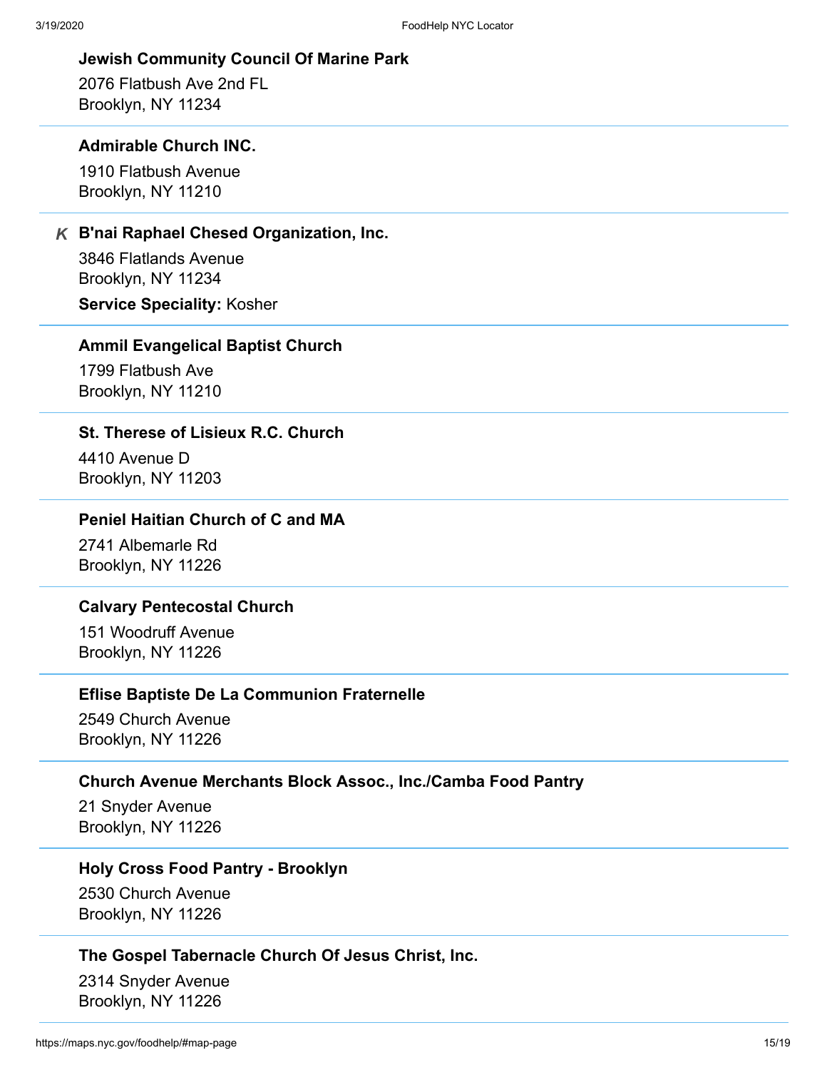**Jewish Community Council Of Marine Park**

2076 Flatbush Ave 2nd FL
Brooklyn, NY 11234

---

**Admirable Church INC.**

1910 Flatbush Avenue
Brooklyn, NY 11210

---

*K* **B'nai Raphael Chesed Organization, Inc.**

3846 Flatlands Avenue
Brooklyn, NY 11234

**Service Speciality:** Kosher

---

**Ammil Evangelical Baptist Church**

1799 Flatbush Ave
Brooklyn, NY 11210

---

**St. Therese of Lisieux R.C. Church**

4410 Avenue D
Brooklyn, NY 11203

---

**Peniel Haitian Church of C and MA**

2741 Albemarle Rd
Brooklyn, NY 11226

---

**Calvary Pentecostal Church**

151 Woodruff Avenue
Brooklyn, NY 11226

---

**Eflise Baptiste De La Communion Fraternelle**

2549 Church Avenue
Brooklyn, NY 11226

---

**Church Avenue Merchants Block Assoc., Inc./Camba Food Pantry**

21 Snyder Avenue
Brooklyn, NY 11226

---

**Holy Cross Food Pantry - Brooklyn**

2530 Church Avenue
Brooklyn, NY 11226

---

**The Gospel Tabernacle Church Of Jesus Christ, Inc.**

2314 Snyder Avenue
Brooklyn, NY 11226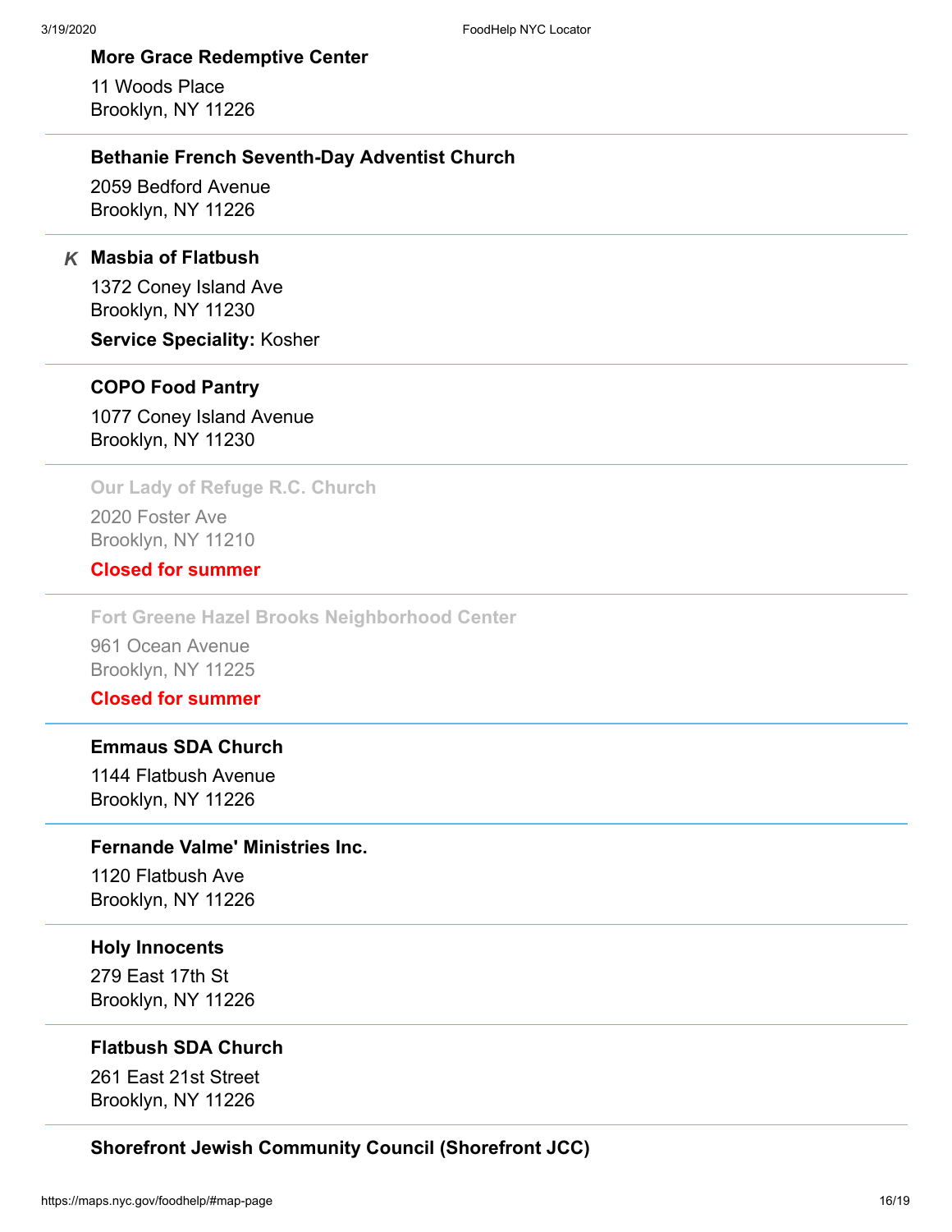**More Grace Redemptive Center**

11 Woods Place
Brooklyn, NY 11226

---

**Bethanie French Seventh-Day Adventist Church**

2059 Bedford Avenue
Brooklyn, NY 11226

---

*K* **Masbia of Flatbush**

1372 Coney Island Ave
Brooklyn, NY 11230

**Service Speciality:** Kosher

---

**COPO Food Pantry**

1077 Coney Island Avenue
Brooklyn, NY 11230

---

**Our Lady of Refuge R.C. Church**

2020 Foster Ave
Brooklyn, NY 11210

**Closed for summer**

---

**Fort Greene Hazel Brooks Neighborhood Center**

961 Ocean Avenue
Brooklyn, NY 11225

**Closed for summer**

---

**Emmaus SDA Church**

1144 Flatbush Avenue
Brooklyn, NY 11226

---

**Fernande Valme' Ministries Inc.**

1120 Flatbush Ave
Brooklyn, NY 11226

---

**Holy Innocents**

279 East 17th St
Brooklyn, NY 11226

---

**Flatbush SDA Church**

261 East 21st Street
Brooklyn, NY 11226

---

**Shorefront Jewish Community Council (Shorefront JCC)**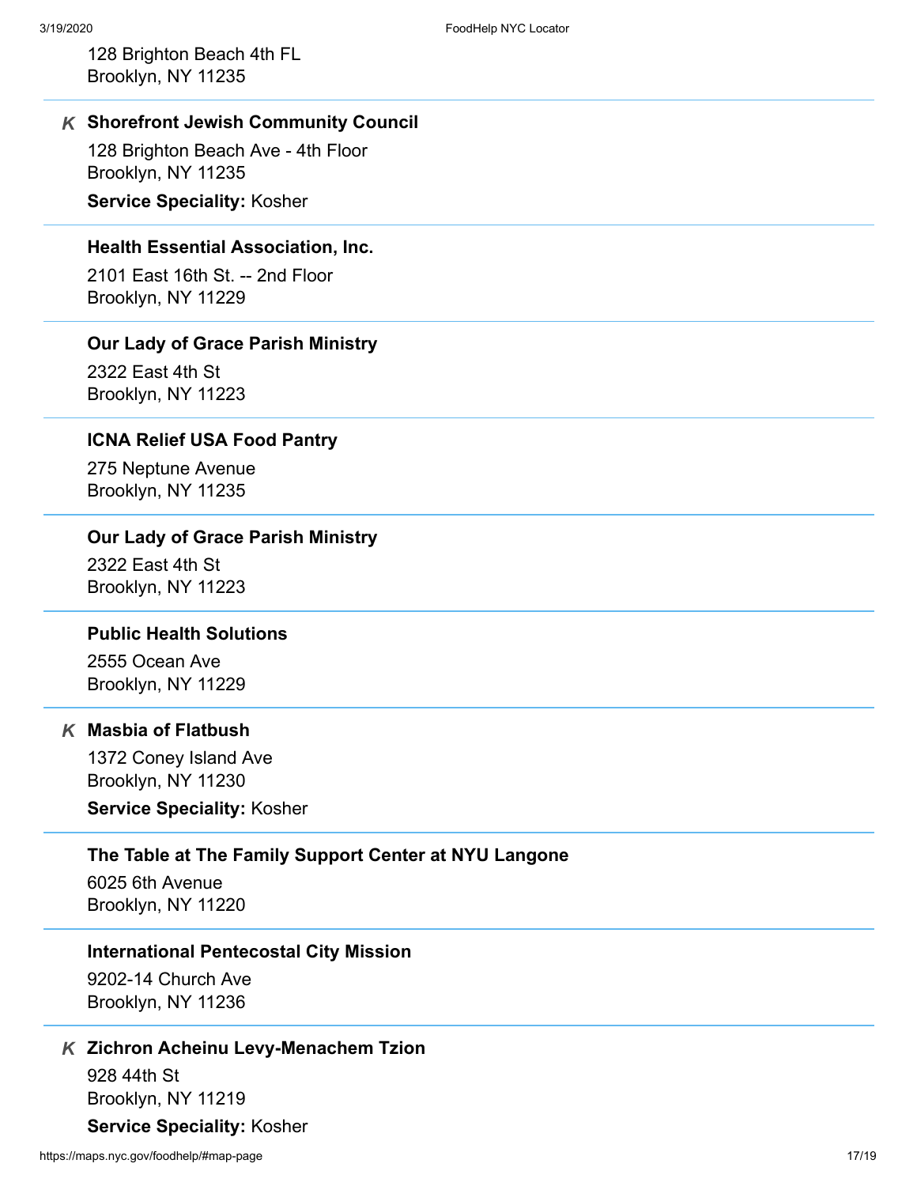128 Brighton Beach 4th FL
Brooklyn, NY 11235

---

*K* **Shorefront Jewish Community Council**

128 Brighton Beach Ave - 4th Floor
Brooklyn, NY 11235

**Service Speciality:** Kosher

---

**Health Essential Association, Inc.**

2101 East 16th St. -- 2nd Floor
Brooklyn, NY 11229

---

**Our Lady of Grace Parish Ministry**

2322 East 4th St
Brooklyn, NY 11223

---

**ICNA Relief USA Food Pantry**

275 Neptune Avenue
Brooklyn, NY 11235

---

**Our Lady of Grace Parish Ministry**

2322 East 4th St
Brooklyn, NY 11223

---

**Public Health Solutions**

2555 Ocean Ave
Brooklyn, NY 11229

---

*K* **Masbia of Flatbush**

1372 Coney Island Ave
Brooklyn, NY 11230

**Service Speciality:** Kosher

---

**The Table at The Family Support Center at NYU Langone**

6025 6th Avenue
Brooklyn, NY 11220

---

**International Pentecostal City Mission**

9202-14 Church Ave
Brooklyn, NY 11236

---

*K* **Zichron Acheinu Levy-Menachem Tzion**

928 44th St
Brooklyn, NY 11219

**Service Speciality:** Kosher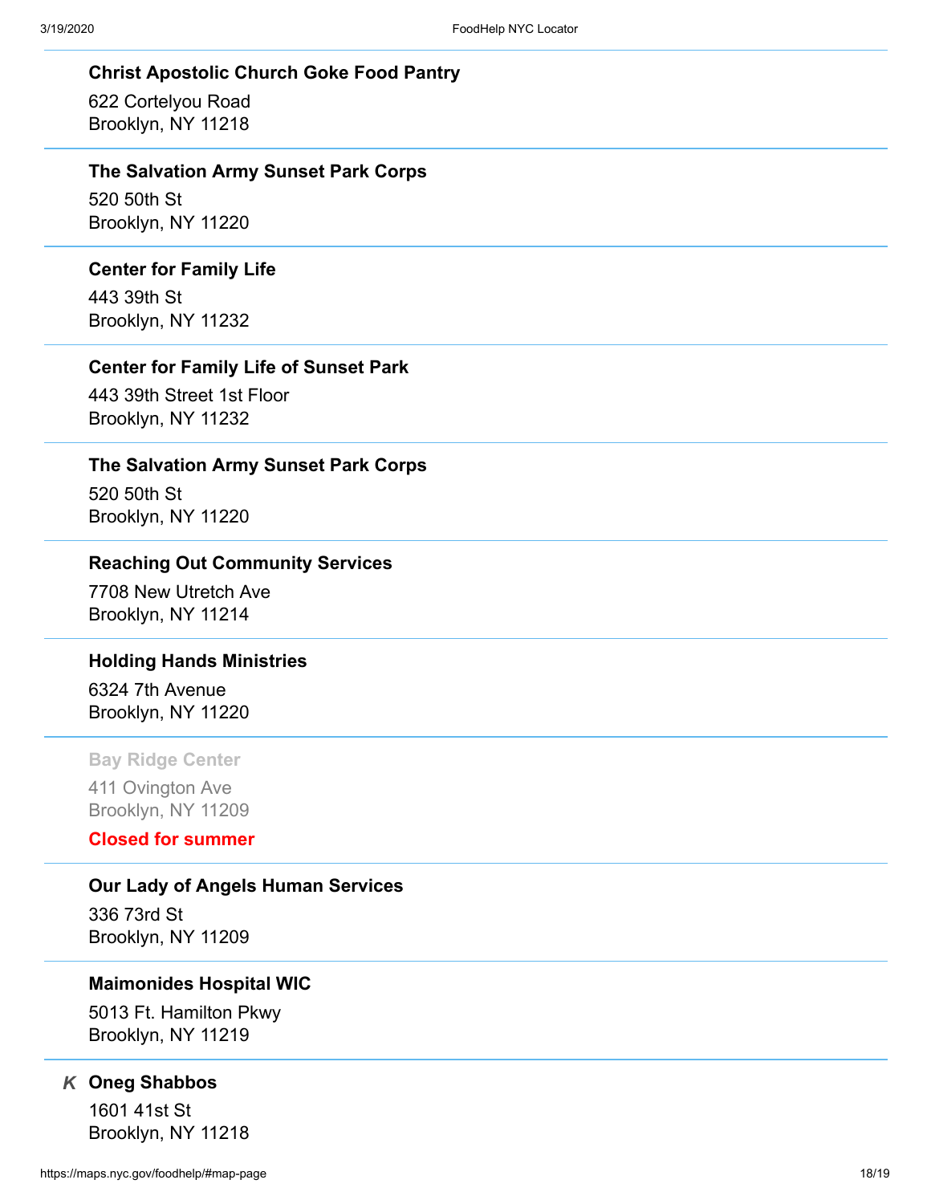**Christ Apostolic Church Goke Food Pantry**

622 Cortelyou Road
Brooklyn, NY 11218

---

**The Salvation Army Sunset Park Corps**

520 50th St
Brooklyn, NY 11220

---

**Center for Family Life**

443 39th St
Brooklyn, NY 11232

---

**Center for Family Life of Sunset Park**

443 39th Street 1st Floor
Brooklyn, NY 11232

---

**The Salvation Army Sunset Park Corps**

520 50th St
Brooklyn, NY 11220

---

**Reaching Out Community Services**

7708 New Utretch Ave
Brooklyn, NY 11214

---

**Holding Hands Ministries**

6324 7th Avenue
Brooklyn, NY 11220

---

**Bay Ridge Center**

411 Ovington Ave
Brooklyn, NY 11209

**Closed for summer**

---

**Our Lady of Angels Human Services**

336 73rd St
Brooklyn, NY 11209

---

**Maimonides Hospital WIC**

5013 Ft. Hamilton Pkwy
Brooklyn, NY 11219

---

*K* **Oneg Shabbos**

1601 41st St
Brooklyn, NY 11218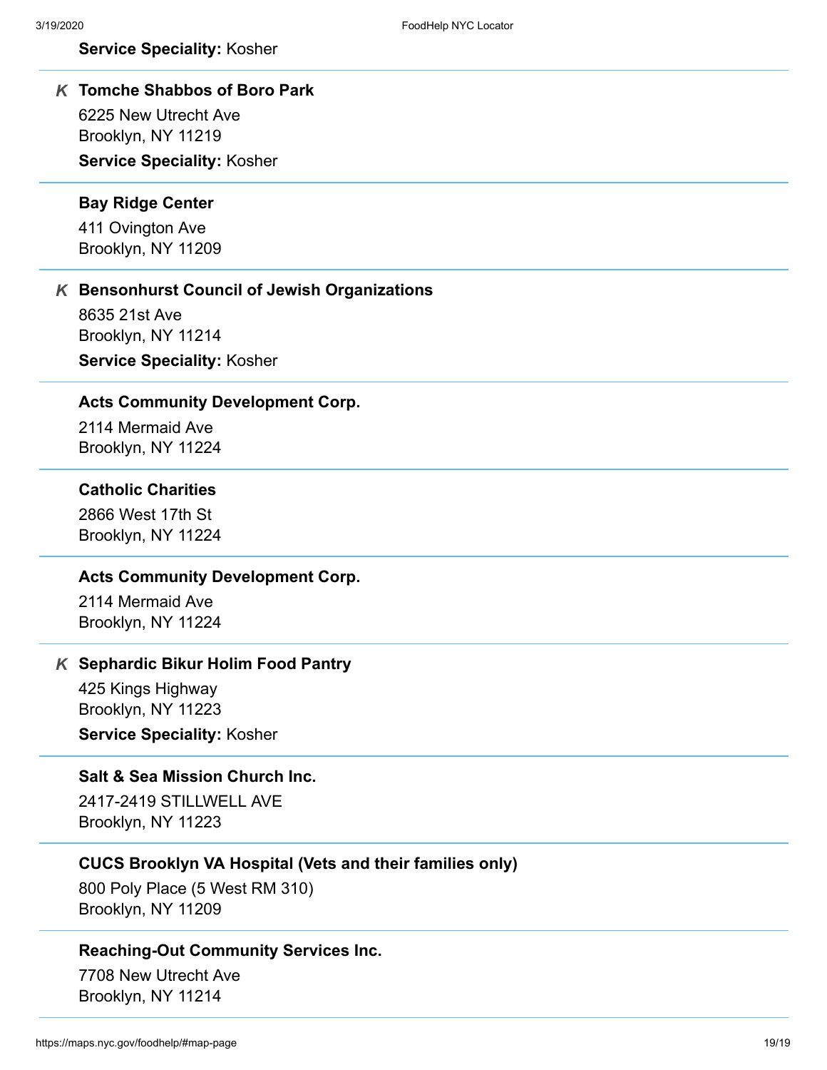**Service Speciality:** Kosher

---

*K* **Tomche Shabbos of Boro Park**

6225 New Utrecht Ave
Brooklyn, NY 11219

**Service Speciality:** Kosher

---

**Bay Ridge Center**

411 Ovington Ave
Brooklyn, NY 11209

---

*K* **Bensonhurst Council of Jewish Organizations**

8635 21st Ave
Brooklyn, NY 11214

**Service Speciality:** Kosher

---

**Acts Community Development Corp.**

2114 Mermaid Ave
Brooklyn, NY 11224

---

**Catholic Charities**

2866 West 17th St
Brooklyn, NY 11224

---

**Acts Community Development Corp.**

2114 Mermaid Ave
Brooklyn, NY 11224

---

*K* **Sephardic Bikur Holim Food Pantry**

425 Kings Highway
Brooklyn, NY 11223

**Service Speciality:** Kosher

---

**Salt & Sea Mission Church Inc.**

2417-2419 STILLWELL AVE
Brooklyn, NY 11223

---

**CUCS Brooklyn VA Hospital (Vets and their families only)**

800 Poly Place (5 West RM 310)
Brooklyn, NY 11209

---

**Reaching-Out Community Services Inc.**

7708 New Utrecht Ave
Brooklyn, NY 11214

---